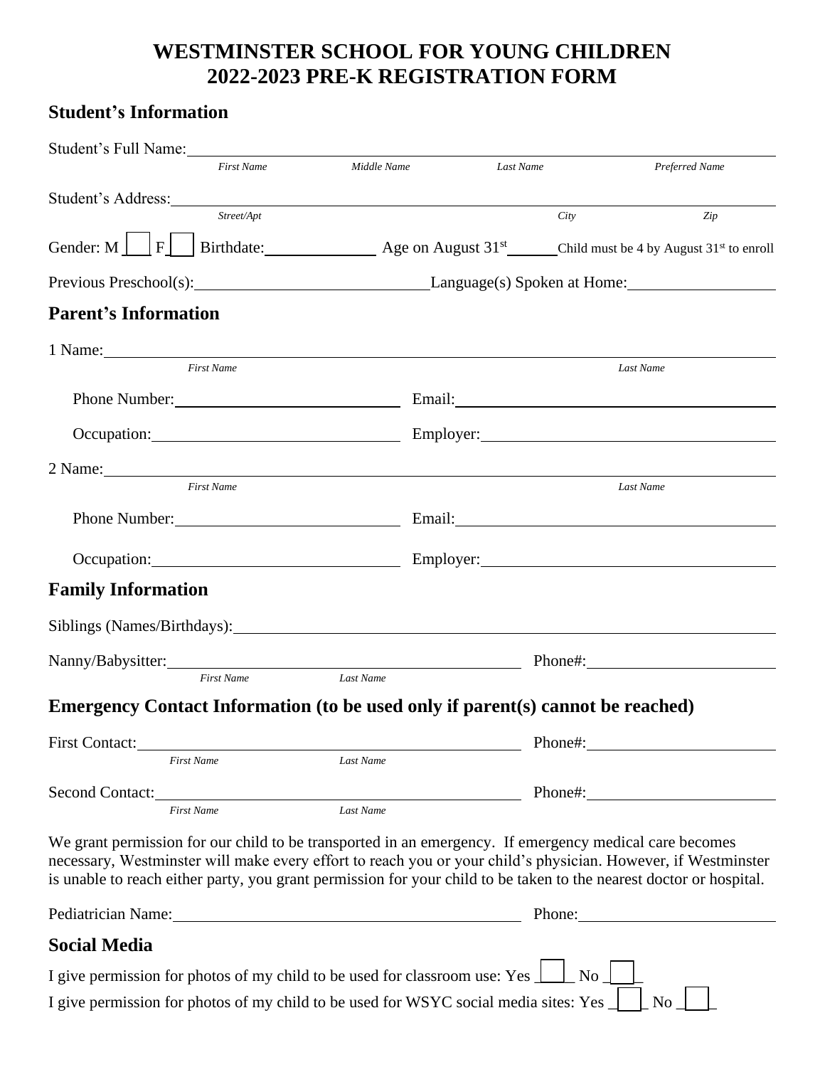# WESTMINSTER SCHOOL FOR YOUNG CHILDREN
# 2022-2023 PRE-K REGISTRATION FORM

## Student's Information

Student's Full Name: ______________________________________________
*First Name* *Middle Name* *Last Name* *Preferred Name*

Student's Address: ______________________________________________
*Street/Apt* *City* *Zip*

Gender: M [ ] F [ ] Birthdate: __________ Age on August 31st ____ Child must be 4 by August 31st to enroll

Previous Preschool(s): ____________________ Language(s) Spoken at Home: ______________

## Parent's Information

1 Name: ______________________________________________
*First Name* *Last Name*

Phone Number: ____________________ Email: ______________________________

Occupation: ____________________ Employer: ______________________________

2 Name: ______________________________________________
*First Name* *Last Name*

Phone Number: ____________________ Email: ______________________________

Occupation: ____________________ Employer: ______________________________

## Family Information

Siblings (Names/Birthdays): ______________________________________________

Nanny/Babysitter: ______________________________ Phone#: ____________________
*First Name* *Last Name*

## Emergency Contact Information (to be used only if parent(s) cannot be reached)

First Contact: ______________________________ Phone#: ____________________
*First Name* *Last Name*

Second Contact: ______________________________ Phone#: ____________________
*First Name* *Last Name*

We grant permission for our child to be transported in an emergency. If emergency medical care becomes necessary, Westminster will make every effort to reach you or your child's physician. However, if Westminster is unable to reach either party, you grant permission for your child to be taken to the nearest doctor or hospital.

Pediatrician Name: ______________________________ Phone: ____________________

## Social Media

I give permission for photos of my child to be used for classroom use: Yes [ ] No [ ]

I give permission for photos of my child to be used for WSYC social media sites: Yes [ ] No [ ]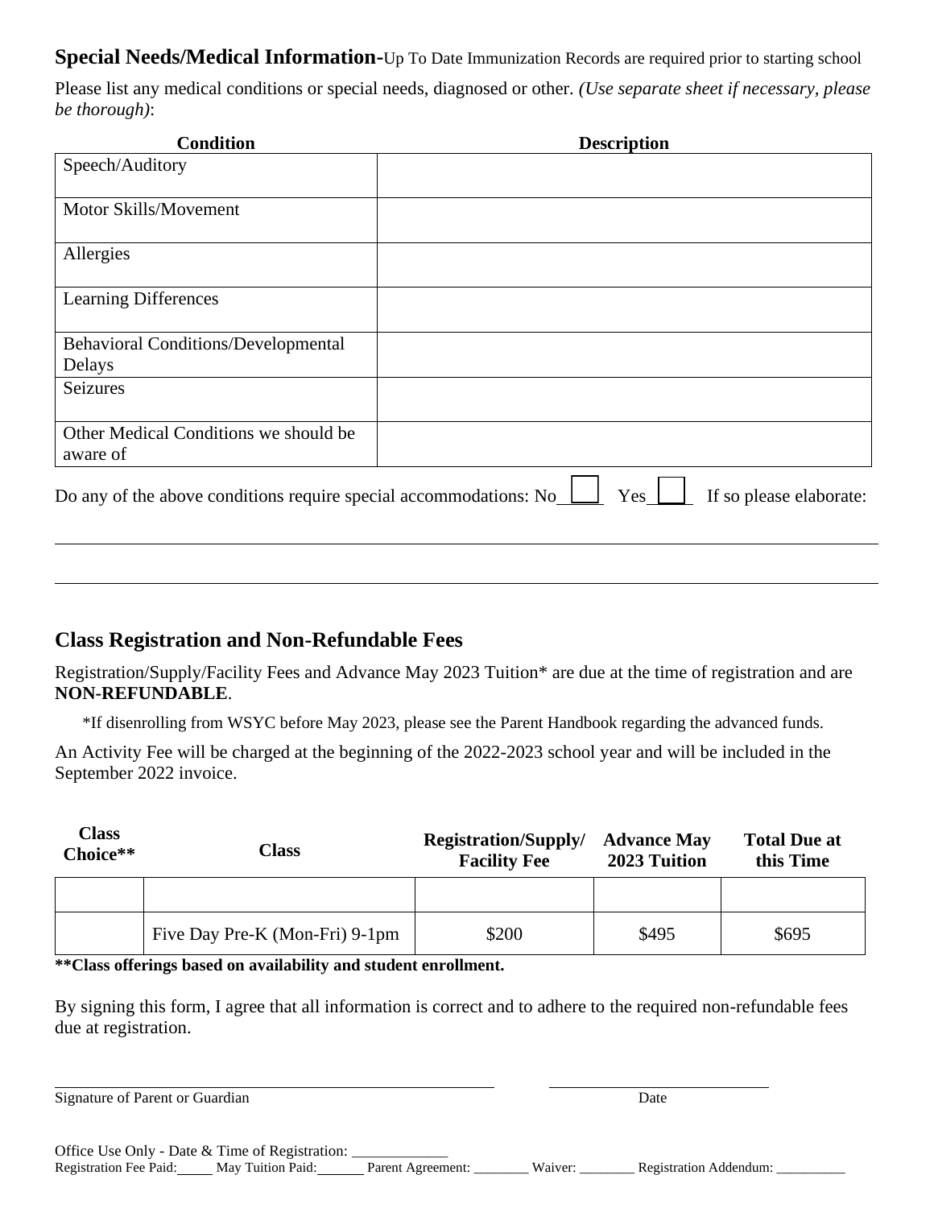**Special Needs/Medical Information-**Up To Date Immunization Records are required prior to starting school

Please list any medical conditions or special needs, diagnosed or other. *(Use separate sheet if necessary, please be thorough)*:

| Condition | Description |
|---|---|
| Speech/Auditory | |
| Motor Skills/Movement | |
| Allergies | |
| Learning Differences | |
| Behavioral Conditions/Developmental Delays | |
| Seizures | |
| Other Medical Conditions we should be aware of | |

Do any of the above conditions require special accommodations: No____ Yes____ If so please elaborate:

______________________________________________________________________________

______________________________________________________________________________

## Class Registration and Non-Refundable Fees

Registration/Supply/Facility Fees and Advance May 2023 Tuition* are due at the time of registration and are **NON-REFUNDABLE**.

*If disenrolling from WSYC before May 2023, please see the Parent Handbook regarding the advanced funds.

An Activity Fee will be charged at the beginning of the 2022-2023 school year and will be included in the September 2022 invoice.

| Class Choice** | Class | Registration/Supply/ Facility Fee | Advance May 2023 Tuition | Total Due at this Time |
|---|---|---|---|---|
| | | | | |
| | Five Day Pre-K (Mon-Fri) 9-1pm | $200 | $495 | $695 |

**\*\*Class offerings based on availability and student enrollment.**

By signing this form, I agree that all information is correct and to adhere to the required non-refundable fees due at registration.

______________________________________________ ______________________

Signature of Parent or Guardian Date

Office Use Only - Date & Time of Registration: _____________

Registration Fee Paid:_____ May Tuition Paid:_______ Parent Agreement: ________ Waiver: ________ Registration Addendum: __________